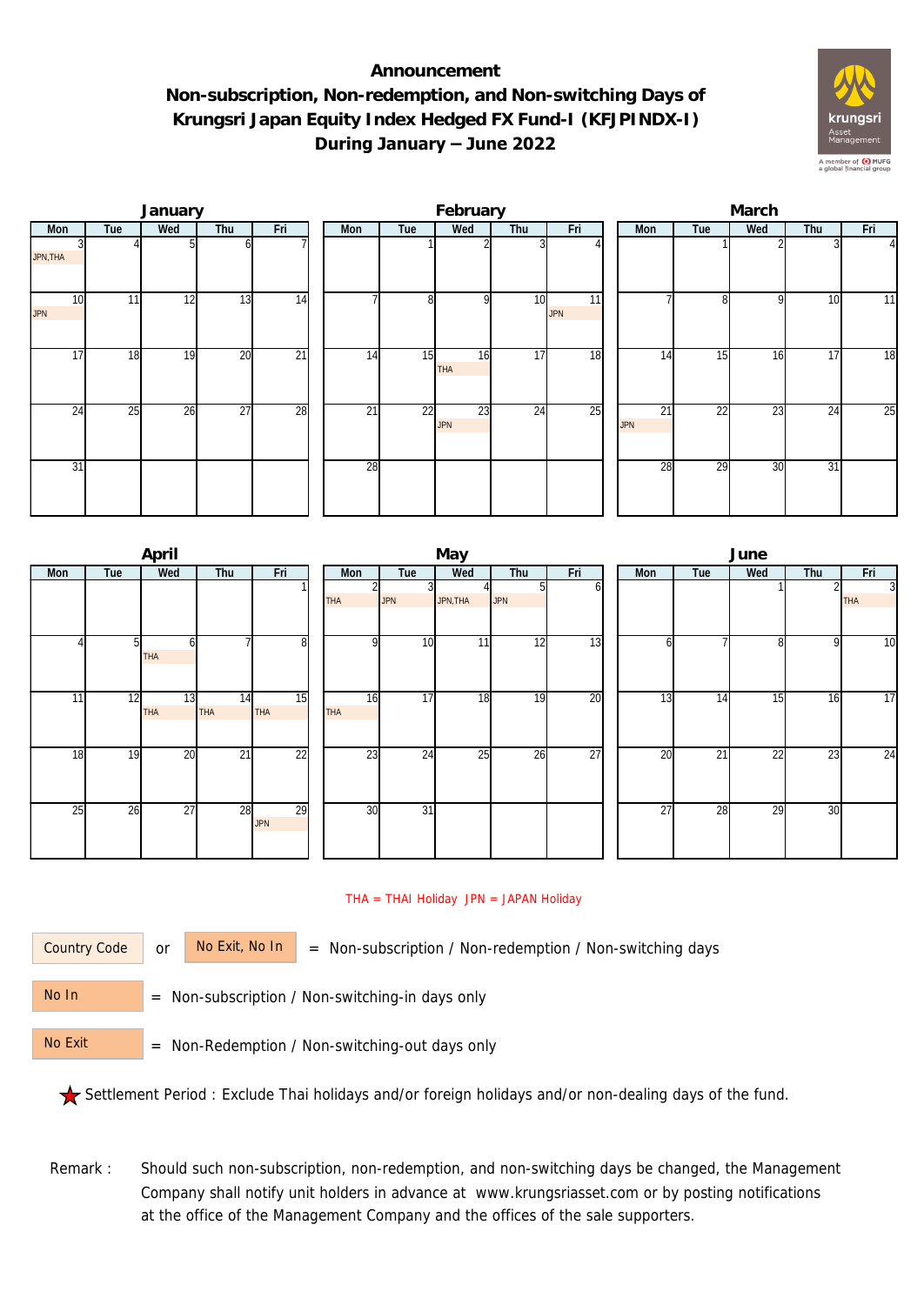# Announcement

## Non-subscription, Non-redemption, and Non-switching Days of Krungsri Japan Equity Index Hedged FX Fund-I (KFJPINDX-I) During January – June 2022

### January

| Mon | Tue | Wed | Thu | Fri |
|---|---|---|---|---|
| 3 JPN,THA | 4 | 5 | 6 | 7 |
| 10 JPN | 11 | 12 | 13 | 14 |
| 17 | 18 | 19 | 20 | 21 |
| 24 | 25 | 26 | 27 | 28 |
| 31 | | | | |

### February

| Mon | Tue | Wed | Thu | Fri |
|---|---|---|---|---|
| | 1 | 2 | 3 | 4 |
| 7 | 8 | 9 | 10 | 11 JPN |
| 14 | 15 | 16 THA | 17 | 18 |
| 21 | 22 | 23 JPN | 24 | 25 |
| 28 | | | | |

### March

| Mon | Tue | Wed | Thu | Fri |
|---|---|---|---|---|
| | 1 | 2 | 3 | 4 |
| 7 | 8 | 9 | 10 | 11 |
| 14 | 15 | 16 | 17 | 18 |
| 21 JPN | 22 | 23 | 24 | 25 |
| 28 | 29 | 30 | 31 | |

### April

| Mon | Tue | Wed | Thu | Fri |
|---|---|---|---|---|
| | | | | 1 |
| 4 | 5 | 6 THA | 7 | 8 |
| 11 | 12 | 13 THA | 14 THA | 15 THA |
| 18 | 19 | 20 | 21 | 22 |
| 25 | 26 | 27 | 28 | 29 JPN |

### May

| Mon | Tue | Wed | Thu | Fri |
|---|---|---|---|---|
| 2 THA | 3 JPN | 4 JPN,THA | 5 JPN | 6 |
| 9 | 10 | 11 | 12 | 13 |
| 16 THA | 17 | 18 | 19 | 20 |
| 23 | 24 | 25 | 26 | 27 |
| 30 | 31 | | | |

### June

| Mon | Tue | Wed | Thu | Fri |
|---|---|---|---|---|
| | | 1 | 2 | 3 THA |
| 6 | 7 | 8 | 9 | 10 |
| 13 | 14 | 15 | 16 | 17 |
| 20 | 21 | 22 | 23 | 24 |
| 27 | 28 | 29 | 30 | |

THA = THAI Holiday JPN = JAPAN Holiday

Country Code or No Exit, No In = Non-subscription / Non-redemption / Non-switching days

No In = Non-subscription / Non-switching-in days only

No Exit = Non-Redemption / Non-switching-out days only

★ Settlement Period : Exclude Thai holidays and/or foreign holidays and/or non-dealing days of the fund.

Remark : Should such non-subscription, non-redemption, and non-switching days be changed, the Management Company shall notify unit holders in advance at www.krungsriasset.com or by posting notifications at the office of the Management Company and the offices of the sale supporters.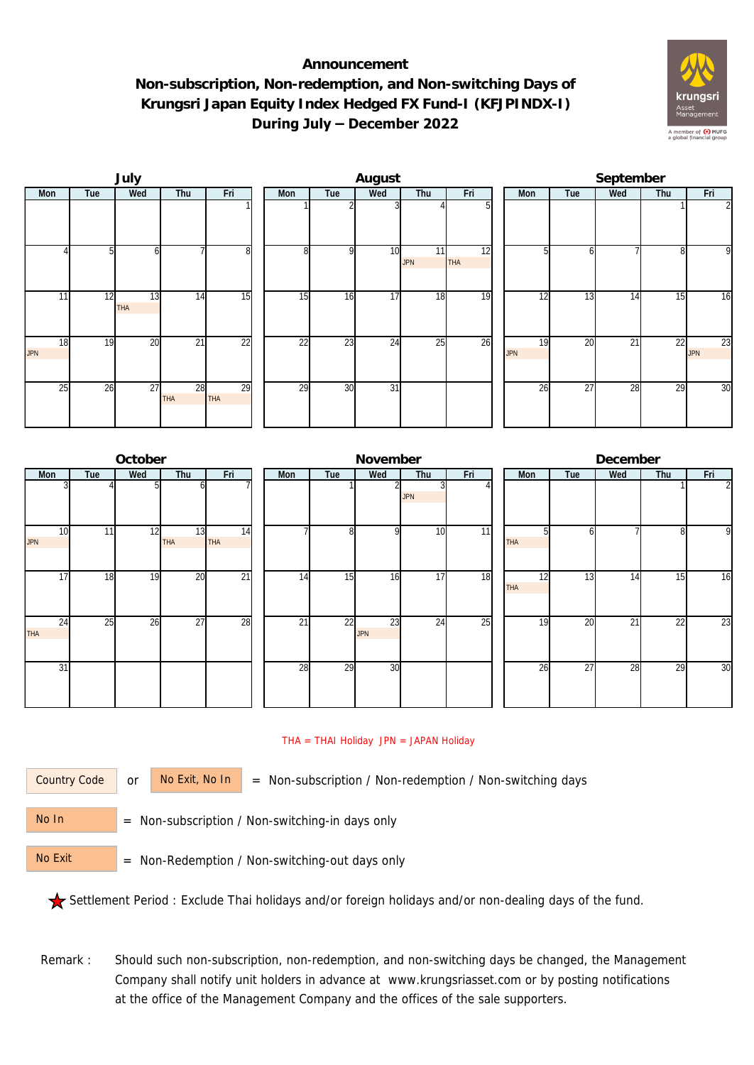**Announcement**

**Non-subscription, Non-redemption, and Non-switching Days of Krungsri Japan Equity Index Hedged FX Fund-I (KFJPINDX-I) During July – December 2022**

### July

| Mon | Tue | Wed | Thu | Fri |
|---|---|---|---|---|
| | | | | 1 |
| 4 | 5 | 6 | 7 | 8 |
| 11 | 12 | 13 THA | 14 | 15 |
| 18 JPN | 19 | 20 | 21 | 22 |
| 25 | 26 | 27 | 28 THA | 29 THA |

### August

| Mon | Tue | Wed | Thu | Fri |
|---|---|---|---|---|
| 1 | 2 | 3 | 4 | 5 |
| 8 | 9 | 10 | 11 JPN | 12 THA |
| 15 | 16 | 17 | 18 | 19 |
| 22 | 23 | 24 | 25 | 26 |
| 29 | 30 | 31 | | |

### September

| Mon | Tue | Wed | Thu | Fri |
|---|---|---|---|---|
| | | | 1 | 2 |
| 5 | 6 | 7 | 8 | 9 |
| 12 | 13 | 14 | 15 | 16 |
| 19 JPN | 20 | 21 | 22 | 23 JPN |
| 26 | 27 | 28 | 29 | 30 |

### October

| Mon | Tue | Wed | Thu | Fri |
|---|---|---|---|---|
| 3 | 4 | 5 | 6 | 7 |
| 10 JPN | 11 | 12 | 13 THA | 14 THA |
| 17 | 18 | 19 | 20 | 21 |
| 24 THA | 25 | 26 | 27 | 28 |
| 31 | | | | |

### November

| Mon | Tue | Wed | Thu | Fri |
|---|---|---|---|---|
| | 1 | 2 | 3 JPN | 4 |
| 7 | 8 | 9 | 10 | 11 |
| 14 | 15 | 16 | 17 | 18 |
| 21 | 22 | 23 JPN | 24 | 25 |
| 28 | 29 | 30 | | |

### December

| Mon | Tue | Wed | Thu | Fri |
|---|---|---|---|---|
| | | | 1 | 2 |
| 5 THA | 6 | 7 | 8 | 9 |
| 12 THA | 13 | 14 | 15 | 16 |
| 19 | 20 | 21 | 22 | 23 |
| 26 | 27 | 28 | 29 | 30 |

THA = THAI Holiday JPN = JAPAN Holiday

Country Code or No Exit, No In = Non-subscription / Non-redemption / Non-switching days

No In = Non-subscription / Non-switching-in days only

No Exit = Non-Redemption / Non-switching-out days only

★ Settlement Period : Exclude Thai holidays and/or foreign holidays and/or non-dealing days of the fund.

Remark : Should such non-subscription, non-redemption, and non-switching days be changed, the Management Company shall notify unit holders in advance at www.krungsriasset.com or by posting notifications at the office of the Management Company and the offices of the sale supporters.